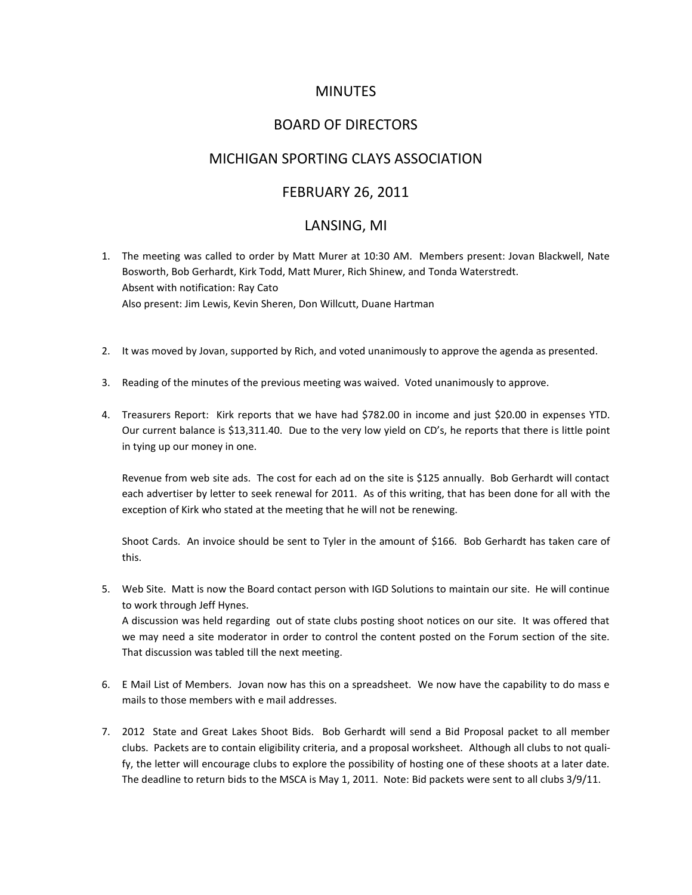# MINUTES

## BOARD OF DIRECTORS

## MICHIGAN SPORTING CLAYS ASSOCIATION

## FEBRUARY 26, 2011

## LANSING, MI

1. The meeting was called to order by Matt Murer at 10:30 AM. Members present: Jovan Blackwell, Nate Bosworth, Bob Gerhardt, Kirk Todd, Matt Murer, Rich Shinew, and Tonda Waterstredt.
   Absent with notification: Ray Cato
   Also present: Jim Lewis, Kevin Sheren, Don Willcutt, Duane Hartman

2. It was moved by Jovan, supported by Rich, and voted unanimously to approve the agenda as presented.

3. Reading of the minutes of the previous meeting was waived. Voted unanimously to approve.

4. Treasurers Report: Kirk reports that we have had $782.00 in income and just $20.00 in expenses YTD. Our current balance is $13,311.40. Due to the very low yield on CD's, he reports that there is little point in tying up our money in one.

   Revenue from web site ads. The cost for each ad on the site is $125 annually. Bob Gerhardt will contact each advertiser by letter to seek renewal for 2011. As of this writing, that has been done for all with the exception of Kirk who stated at the meeting that he will not be renewing.

   Shoot Cards. An invoice should be sent to Tyler in the amount of $166. Bob Gerhardt has taken care of this.

5. Web Site. Matt is now the Board contact person with IGD Solutions to maintain our site. He will continue to work through Jeff Hynes.
   A discussion was held regarding out of state clubs posting shoot notices on our site. It was offered that we may need a site moderator in order to control the content posted on the Forum section of the site. That discussion was tabled till the next meeting.

6. E Mail List of Members. Jovan now has this on a spreadsheet. We now have the capability to do mass e mails to those members with e mail addresses.

7. 2012 State and Great Lakes Shoot Bids. Bob Gerhardt will send a Bid Proposal packet to all member clubs. Packets are to contain eligibility criteria, and a proposal worksheet. Although all clubs to not qualify, the letter will encourage clubs to explore the possibility of hosting one of these shoots at a later date. The deadline to return bids to the MSCA is May 1, 2011. Note: Bid packets were sent to all clubs 3/9/11.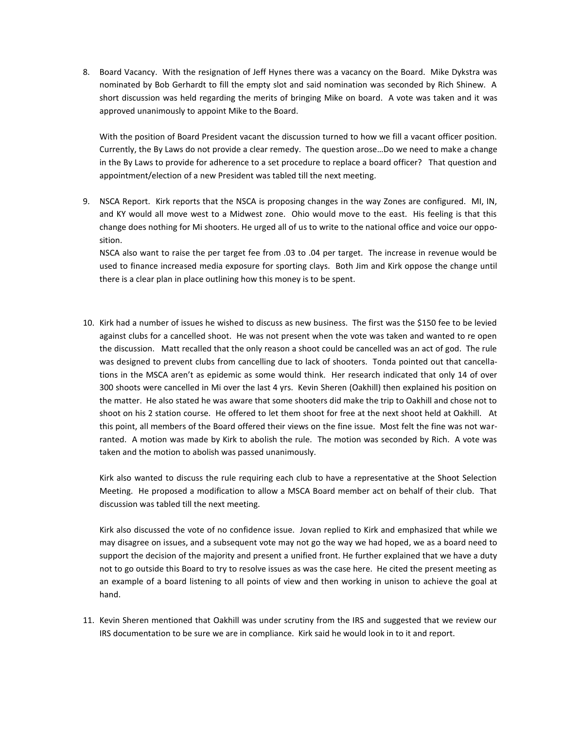8. Board Vacancy. With the resignation of Jeff Hynes there was a vacancy on the Board. Mike Dykstra was nominated by Bob Gerhardt to fill the empty slot and said nomination was seconded by Rich Shinew. A short discussion was held regarding the merits of bringing Mike on board. A vote was taken and it was approved unanimously to appoint Mike to the Board.

   With the position of Board President vacant the discussion turned to how we fill a vacant officer position. Currently, the By Laws do not provide a clear remedy. The question arose…Do we need to make a change in the By Laws to provide for adherence to a set procedure to replace a board officer? That question and appointment/election of a new President was tabled till the next meeting.

9. NSCA Report. Kirk reports that the NSCA is proposing changes in the way Zones are configured. MI, IN, and KY would all move west to a Midwest zone. Ohio would move to the east. His feeling is that this change does nothing for Mi shooters. He urged all of us to write to the national office and voice our opposition.

   NSCA also want to raise the per target fee from .03 to .04 per target. The increase in revenue would be used to finance increased media exposure for sporting clays. Both Jim and Kirk oppose the change until there is a clear plan in place outlining how this money is to be spent.

10. Kirk had a number of issues he wished to discuss as new business. The first was the $150 fee to be levied against clubs for a cancelled shoot. He was not present when the vote was taken and wanted to re open the discussion. Matt recalled that the only reason a shoot could be cancelled was an act of god. The rule was designed to prevent clubs from cancelling due to lack of shooters. Tonda pointed out that cancellations in the MSCA aren't as epidemic as some would think. Her research indicated that only 14 of over 300 shoots were cancelled in Mi over the last 4 yrs. Kevin Sheren (Oakhill) then explained his position on the matter. He also stated he was aware that some shooters did make the trip to Oakhill and chose not to shoot on his 2 station course. He offered to let them shoot for free at the next shoot held at Oakhill. At this point, all members of the Board offered their views on the fine issue. Most felt the fine was not warranted. A motion was made by Kirk to abolish the rule. The motion was seconded by Rich. A vote was taken and the motion to abolish was passed unanimously.

    Kirk also wanted to discuss the rule requiring each club to have a representative at the Shoot Selection Meeting. He proposed a modification to allow a MSCA Board member act on behalf of their club. That discussion was tabled till the next meeting.

    Kirk also discussed the vote of no confidence issue. Jovan replied to Kirk and emphasized that while we may disagree on issues, and a subsequent vote may not go the way we had hoped, we as a board need to support the decision of the majority and present a unified front. He further explained that we have a duty not to go outside this Board to try to resolve issues as was the case here. He cited the present meeting as an example of a board listening to all points of view and then working in unison to achieve the goal at hand.

11. Kevin Sheren mentioned that Oakhill was under scrutiny from the IRS and suggested that we review our IRS documentation to be sure we are in compliance. Kirk said he would look in to it and report.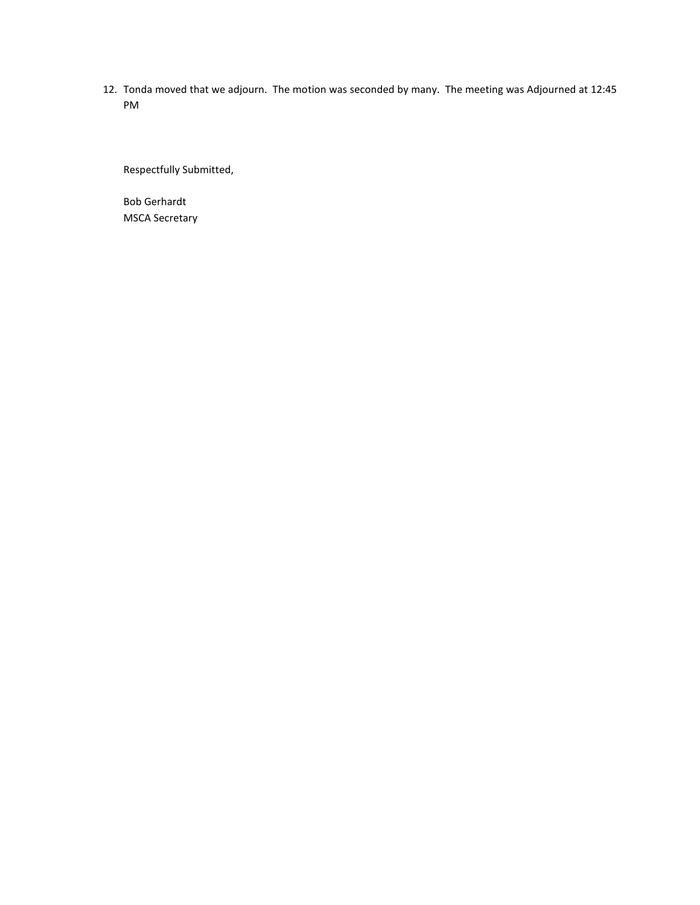12. Tonda moved that we adjourn. The motion was seconded by many. The meeting was Adjourned at 12:45 PM

Respectfully Submitted,

Bob Gerhardt
MSCA Secretary